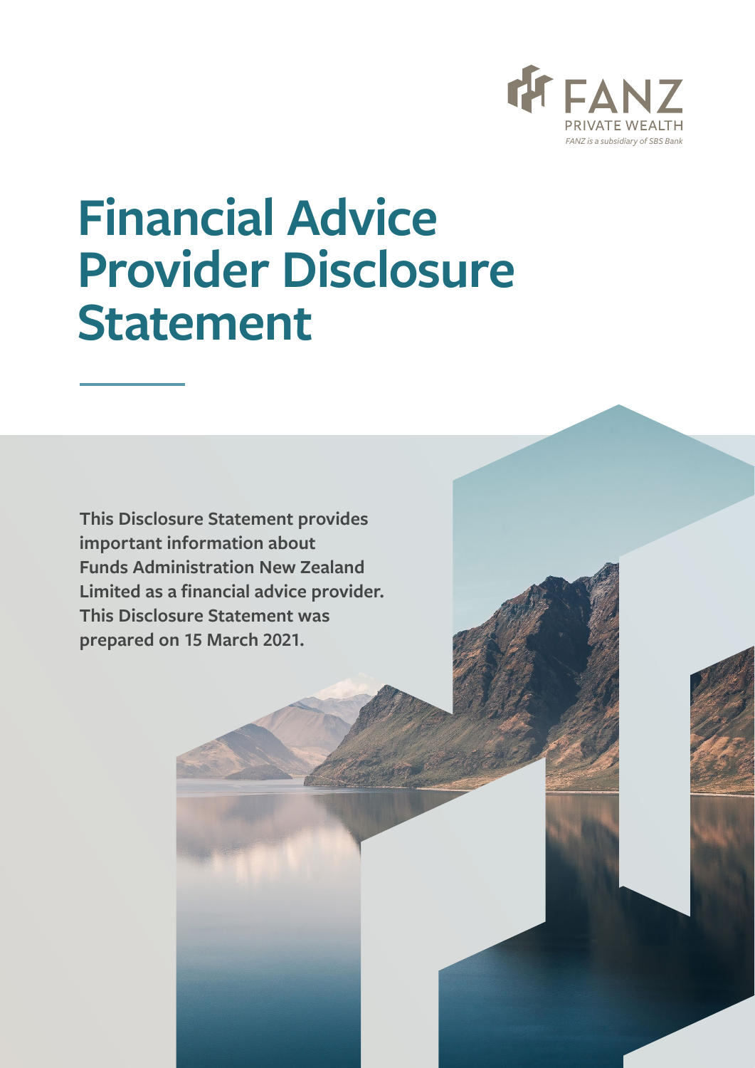FANZ
PRIVATE WEALTH
*FANZ is a subsidiary of SBS Bank*

# Financial Advice Provider Disclosure Statement

**This Disclosure Statement provides important information about Funds Administration New Zealand Limited as a financial advice provider. This Disclosure Statement was prepared on 15 March 2021.**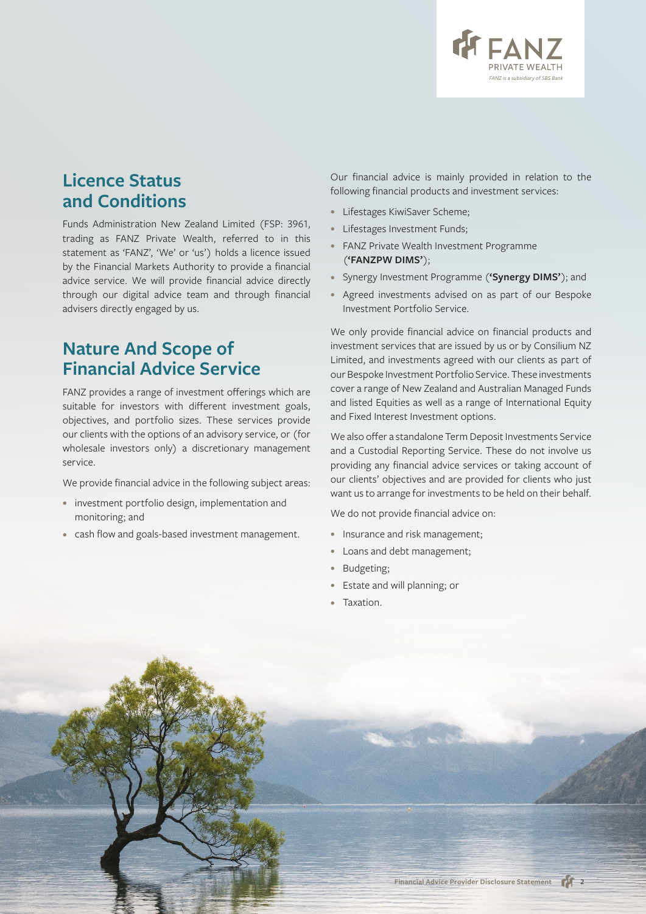## Licence Status and Conditions

Funds Administration New Zealand Limited (FSP: 3961, trading as FANZ Private Wealth, referred to in this statement as 'FANZ', 'We' or 'us') holds a licence issued by the Financial Markets Authority to provide a financial advice service. We will provide financial advice directly through our digital advice team and through financial advisers directly engaged by us.

## Nature And Scope of Financial Advice Service

FANZ provides a range of investment offerings which are suitable for investors with different investment goals, objectives, and portfolio sizes. These services provide our clients with the options of an advisory service, or (for wholesale investors only) a discretionary management service.

We provide financial advice in the following subject areas:

- investment portfolio design, implementation and monitoring; and
- cash flow and goals-based investment management.

Our financial advice is mainly provided in relation to the following financial products and investment services:

- Lifestages KiwiSaver Scheme;
- Lifestages Investment Funds;
- FANZ Private Wealth Investment Programme (**'FANZPW DIMS'**);
- Synergy Investment Programme (**'Synergy DIMS'**); and
- Agreed investments advised on as part of our Bespoke Investment Portfolio Service.

We only provide financial advice on financial products and investment services that are issued by us or by Consilium NZ Limited, and investments agreed with our clients as part of our Bespoke Investment Portfolio Service. These investments cover a range of New Zealand and Australian Managed Funds and listed Equities as well as a range of International Equity and Fixed Interest Investment options.

We also offer a standalone Term Deposit Investments Service and a Custodial Reporting Service. These do not involve us providing any financial advice services or taking account of our clients' objectives and are provided for clients who just want us to arrange for investments to be held on their behalf.

We do not provide financial advice on:

- Insurance and risk management;
- Loans and debt management;
- Budgeting;
- Estate and will planning; or
- Taxation.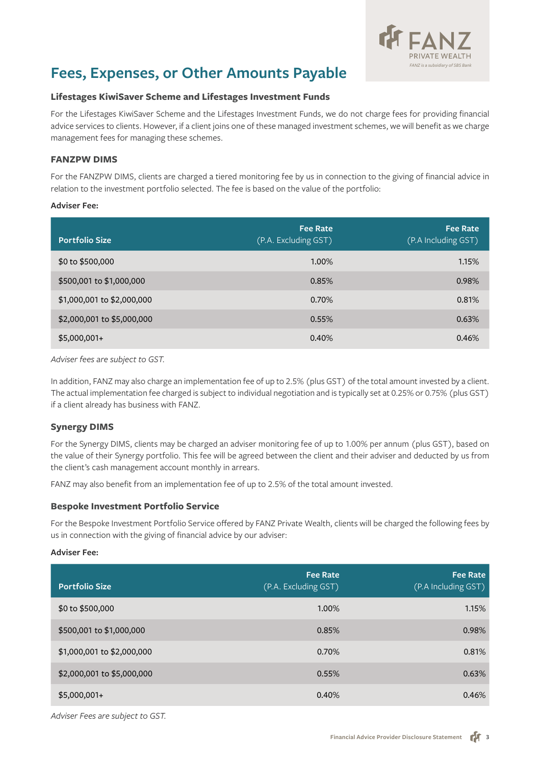# Fees, Expenses, or Other Amounts Payable

### Lifestages KiwiSaver Scheme and Lifestages Investment Funds

For the Lifestages KiwiSaver Scheme and the Lifestages Investment Funds, we do not charge fees for providing financial advice services to clients. However, if a client joins one of these managed investment schemes, we will benefit as we charge management fees for managing these schemes.

### FANZPW DIMS

For the FANZPW DIMS, clients are charged a tiered monitoring fee by us in connection to the giving of financial advice in relation to the investment portfolio selected. The fee is based on the value of the portfolio:

**Adviser Fee:**

| Portfolio Size | Fee Rate (P.A. Excluding GST) | Fee Rate (P.A Including GST) |
|---|---|---|
| $0 to $500,000 | 1.00% | 1.15% |
| $500,001 to $1,000,000 | 0.85% | 0.98% |
| $1,000,001 to $2,000,000 | 0.70% | 0.81% |
| $2,000,001 to $5,000,000 | 0.55% | 0.63% |
| $5,000,001+ | 0.40% | 0.46% |

*Adviser fees are subject to GST.*

In addition, FANZ may also charge an implementation fee of up to 2.5% (plus GST) of the total amount invested by a client. The actual implementation fee charged is subject to individual negotiation and is typically set at 0.25% or 0.75% (plus GST) if a client already has business with FANZ.

### Synergy DIMS

For the Synergy DIMS, clients may be charged an adviser monitoring fee of up to 1.00% per annum (plus GST), based on the value of their Synergy portfolio. This fee will be agreed between the client and their adviser and deducted by us from the client's cash management account monthly in arrears.

FANZ may also benefit from an implementation fee of up to 2.5% of the total amount invested.

### Bespoke Investment Portfolio Service

For the Bespoke Investment Portfolio Service offered by FANZ Private Wealth, clients will be charged the following fees by us in connection with the giving of financial advice by our adviser:

**Adviser Fee:**

| Portfolio Size | Fee Rate (P.A. Excluding GST) | Fee Rate (P.A Including GST) |
|---|---|---|
| $0 to $500,000 | 1.00% | 1.15% |
| $500,001 to $1,000,000 | 0.85% | 0.98% |
| $1,000,001 to $2,000,000 | 0.70% | 0.81% |
| $2,000,001 to $5,000,000 | 0.55% | 0.63% |
| $5,000,001+ | 0.40% | 0.46% |

*Adviser Fees are subject to GST.*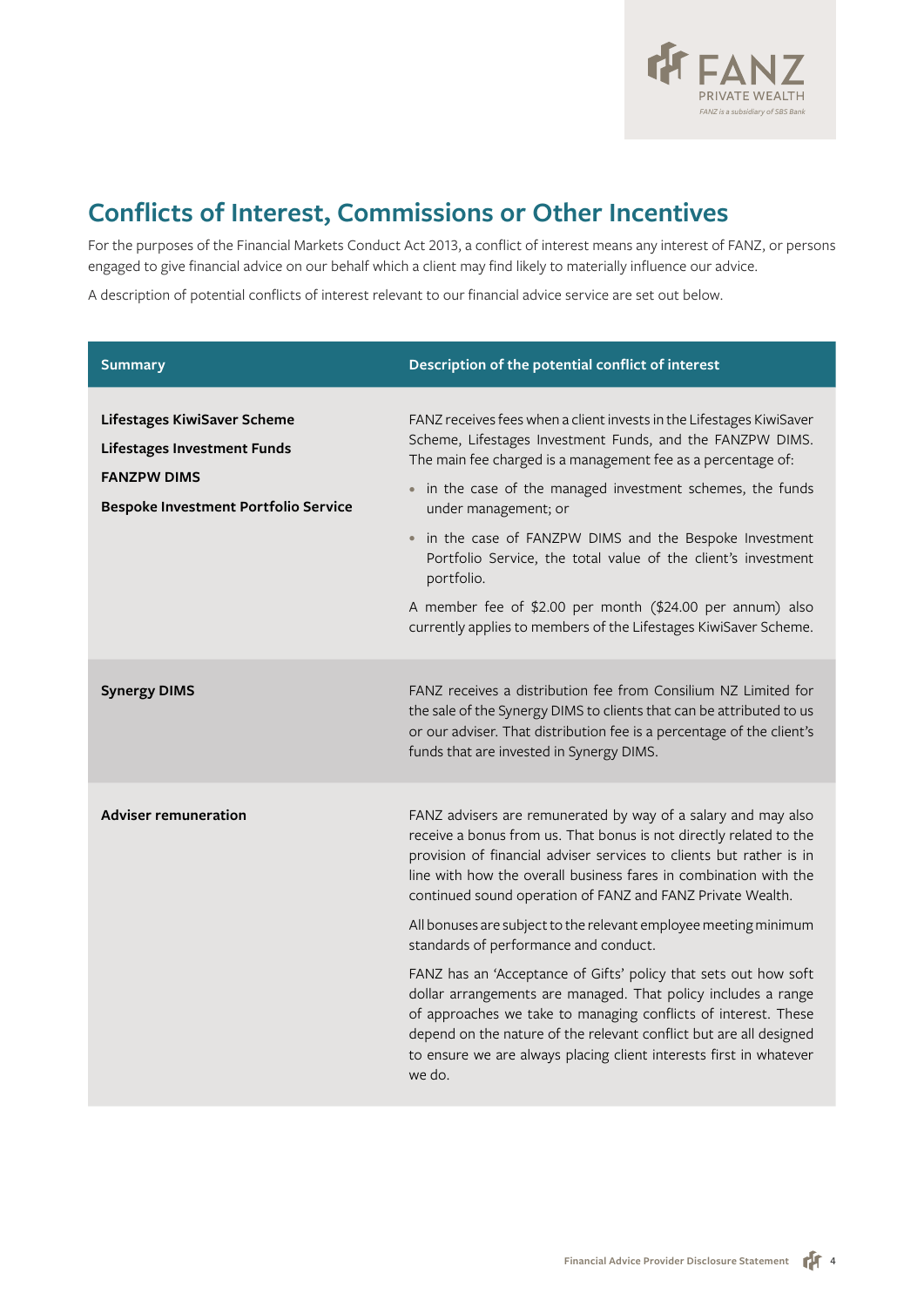## Conflicts of Interest, Commissions or Other Incentives

For the purposes of the Financial Markets Conduct Act 2013, a conflict of interest means any interest of FANZ, or persons engaged to give financial advice on our behalf which a client may find likely to materially influence our advice.

A description of potential conflicts of interest relevant to our financial advice service are set out below.

| Summary | Description of the potential conflict of interest |
|---|---|
| **Lifestages KiwiSaver Scheme**<br>**Lifestages Investment Funds**<br>**FANZPW DIMS**<br>**Bespoke Investment Portfolio Service** | FANZ receives fees when a client invests in the Lifestages KiwiSaver Scheme, Lifestages Investment Funds, and the FANZPW DIMS. The main fee charged is a management fee as a percentage of:<br>• in the case of the managed investment schemes, the funds under management; or<br>• in the case of FANZPW DIMS and the Bespoke Investment Portfolio Service, the total value of the client's investment portfolio.<br>A member fee of $2.00 per month ($24.00 per annum) also currently applies to members of the Lifestages KiwiSaver Scheme. |
| **Synergy DIMS** | FANZ receives a distribution fee from Consilium NZ Limited for the sale of the Synergy DIMS to clients that can be attributed to us or our adviser. That distribution fee is a percentage of the client's funds that are invested in Synergy DIMS. |
| **Adviser remuneration** | FANZ advisers are remunerated by way of a salary and may also receive a bonus from us. That bonus is not directly related to the provision of financial adviser services to clients but rather is in line with how the overall business fares in combination with the continued sound operation of FANZ and FANZ Private Wealth.<br>All bonuses are subject to the relevant employee meeting minimum standards of performance and conduct.<br>FANZ has an 'Acceptance of Gifts' policy that sets out how soft dollar arrangements are managed. That policy includes a range of approaches we take to managing conflicts of interest. These depend on the nature of the relevant conflict but are all designed to ensure we are always placing client interests first in whatever we do. |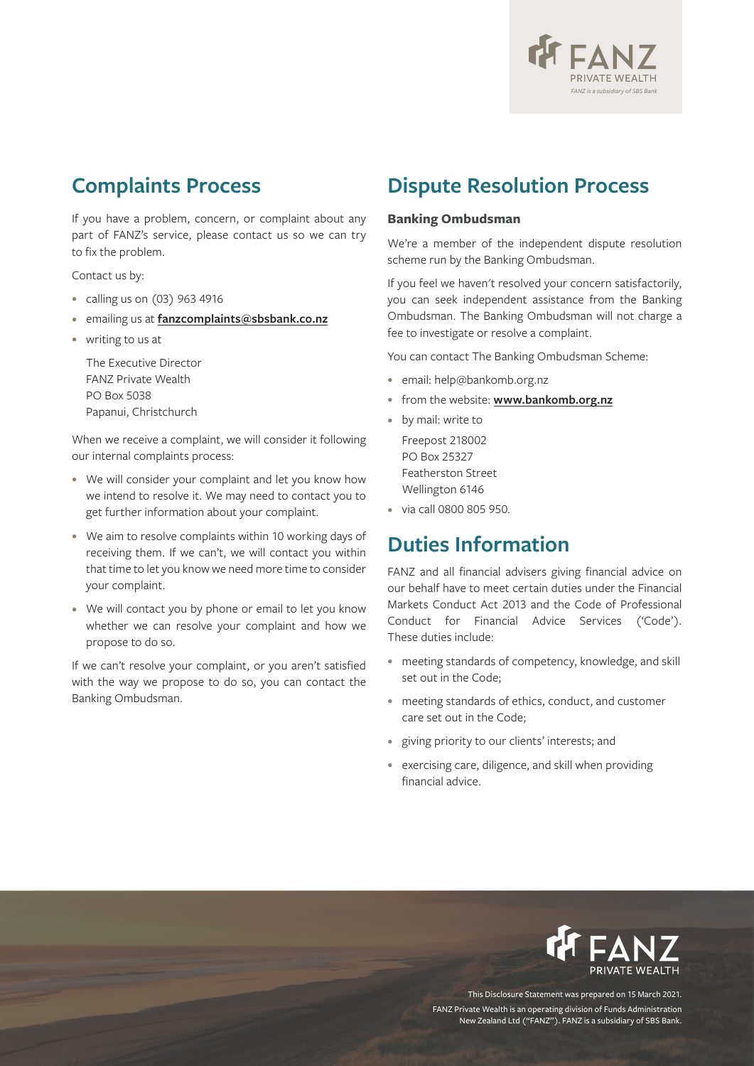## Complaints Process

If you have a problem, concern, or complaint about any part of FANZ's service, please contact us so we can try to fix the problem.

Contact us by:

- calling us on (03) 963 4916
- emailing us at **fanzcomplaints@sbsbank.co.nz**
- writing to us at

  The Executive Director  
  FANZ Private Wealth  
  PO Box 5038  
  Papanui, Christchurch

When we receive a complaint, we will consider it following our internal complaints process:

- We will consider your complaint and let you know how we intend to resolve it. We may need to contact you to get further information about your complaint.
- We aim to resolve complaints within 10 working days of receiving them. If we can't, we will contact you within that time to let you know we need more time to consider your complaint.
- We will contact you by phone or email to let you know whether we can resolve your complaint and how we propose to do so.

If we can't resolve your complaint, or you aren't satisfied with the way we propose to do so, you can contact the Banking Ombudsman.

## Dispute Resolution Process

### Banking Ombudsman

We're a member of the independent dispute resolution scheme run by the Banking Ombudsman.

If you feel we haven't resolved your concern satisfactorily, you can seek independent assistance from the Banking Ombudsman. The Banking Ombudsman will not charge a fee to investigate or resolve a complaint.

You can contact The Banking Ombudsman Scheme:

- email: help@bankomb.org.nz
- from the website: **www.bankomb.org.nz**
- by mail: write to

  Freepost 218002  
  PO Box 25327  
  Featherston Street  
  Wellington 6146
- via call 0800 805 950.

## Duties Information

FANZ and all financial advisers giving financial advice on our behalf have to meet certain duties under the Financial Markets Conduct Act 2013 and the Code of Professional Conduct for Financial Advice Services ('Code'). These duties include:

- meeting standards of competency, knowledge, and skill set out in the Code;
- meeting standards of ethics, conduct, and customer care set out in the Code;
- giving priority to our clients' interests; and
- exercising care, diligence, and skill when providing financial advice.

This Disclosure Statement was prepared on 15 March 2021.

FANZ Private Wealth is an operating division of Funds Administration New Zealand Ltd ("FANZ"). FANZ is a subsidiary of SBS Bank.